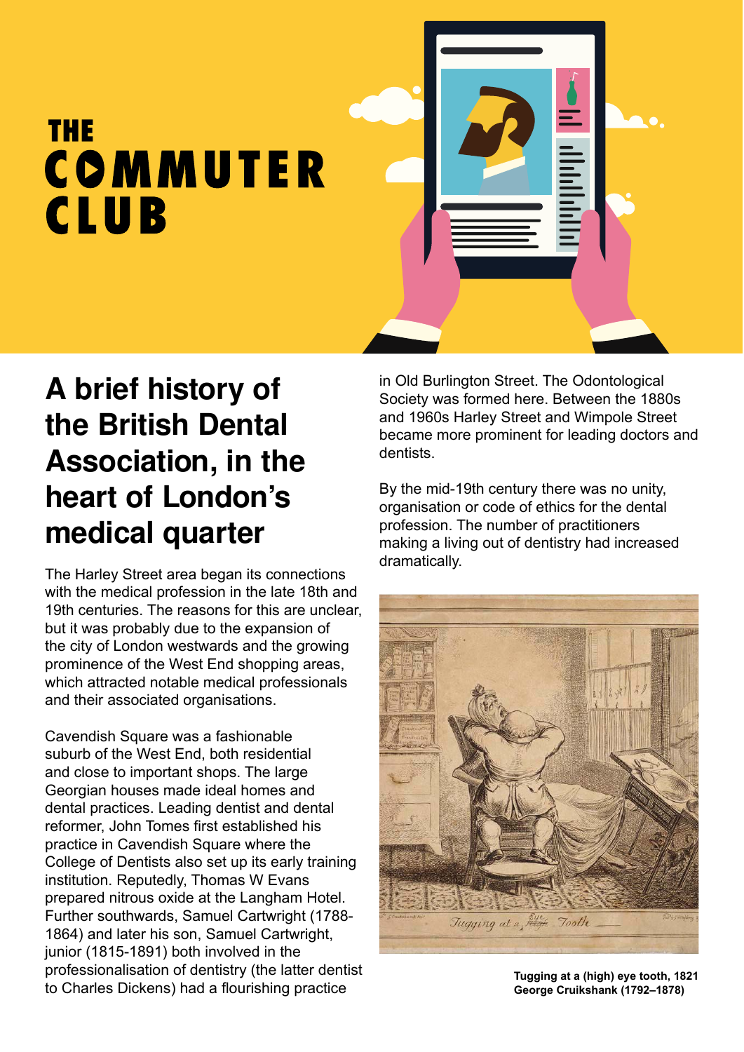# THE COMMUTER CLUB

## A brief history of the British Dental Association, in the heart of London's medical quarter

The Harley Street area began its connections with the medical profession in the late 18th and 19th centuries. The reasons for this are unclear, but it was probably due to the expansion of the city of London westwards and the growing prominence of the West End shopping areas, which attracted notable medical professionals and their associated organisations.

Cavendish Square was a fashionable suburb of the West End, both residential and close to important shops. The large Georgian houses made ideal homes and dental practices. Leading dentist and dental reformer, John Tomes first established his practice in Cavendish Square where the College of Dentists also set up its early training institution. Reputedly, Thomas W Evans prepared nitrous oxide at the Langham Hotel. Further southwards, Samuel Cartwright (1788-1864) and later his son, Samuel Cartwright, junior (1815-1891) both involved in the professionalisation of dentistry (the latter dentist to Charles Dickens) had a flourishing practice in Old Burlington Street. The Odontological Society was formed here. Between the 1880s and 1960s Harley Street and Wimpole Street became more prominent for leading doctors and dentists.

By the mid-19th century there was no unity, organisation or code of ethics for the dental profession. The number of practitioners making a living out of dentistry had increased dramatically.

**Tugging at a (high) eye tooth, 1821**
**George Cruikshank (1792–1878)**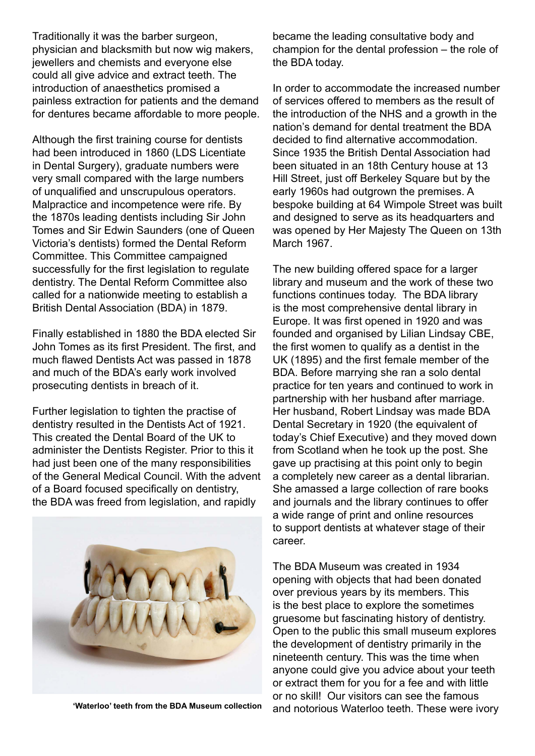Traditionally it was the barber surgeon, physician and blacksmith but now wig makers, jewellers and chemists and everyone else could all give advice and extract teeth. The introduction of anaesthetics promised a painless extraction for patients and the demand for dentures became affordable to more people.

Although the first training course for dentists had been introduced in 1860 (LDS Licentiate in Dental Surgery), graduate numbers were very small compared with the large numbers of unqualified and unscrupulous operators. Malpractice and incompetence were rife. By the 1870s leading dentists including Sir John Tomes and Sir Edwin Saunders (one of Queen Victoria's dentists) formed the Dental Reform Committee. This Committee campaigned successfully for the first legislation to regulate dentistry. The Dental Reform Committee also called for a nationwide meeting to establish a British Dental Association (BDA) in 1879.

Finally established in 1880 the BDA elected Sir John Tomes as its first President. The first, and much flawed Dentists Act was passed in 1878 and much of the BDA's early work involved prosecuting dentists in breach of it.

Further legislation to tighten the practise of dentistry resulted in the Dentists Act of 1921. This created the Dental Board of the UK to administer the Dentists Register. Prior to this it had just been one of the many responsibilities of the General Medical Council. With the advent of a Board focused specifically on dentistry, the BDA was freed from legislation, and rapidly

**'Waterloo' teeth from the BDA Museum collection**

became the leading consultative body and champion for the dental profession – the role of the BDA today.

In order to accommodate the increased number of services offered to members as the result of the introduction of the NHS and a growth in the nation's demand for dental treatment the BDA decided to find alternative accommodation. Since 1935 the British Dental Association had been situated in an 18th Century house at 13 Hill Street, just off Berkeley Square but by the early 1960s had outgrown the premises. A bespoke building at 64 Wimpole Street was built and designed to serve as its headquarters and was opened by Her Majesty The Queen on 13th March 1967.

The new building offered space for a larger library and museum and the work of these two functions continues today. The BDA library is the most comprehensive dental library in Europe. It was first opened in 1920 and was founded and organised by Lilian Lindsay CBE, the first women to qualify as a dentist in the UK (1895) and the first female member of the BDA. Before marrying she ran a solo dental practice for ten years and continued to work in partnership with her husband after marriage. Her husband, Robert Lindsay was made BDA Dental Secretary in 1920 (the equivalent of today's Chief Executive) and they moved down from Scotland when he took up the post. She gave up practising at this point only to begin a completely new career as a dental librarian. She amassed a large collection of rare books and journals and the library continues to offer a wide range of print and online resources to support dentists at whatever stage of their career.

The BDA Museum was created in 1934 opening with objects that had been donated over previous years by its members. This is the best place to explore the sometimes gruesome but fascinating history of dentistry. Open to the public this small museum explores the development of dentistry primarily in the nineteenth century. This was the time when anyone could give you advice about your teeth or extract them for you for a fee and with little or no skill! Our visitors can see the famous and notorious Waterloo teeth. These were ivory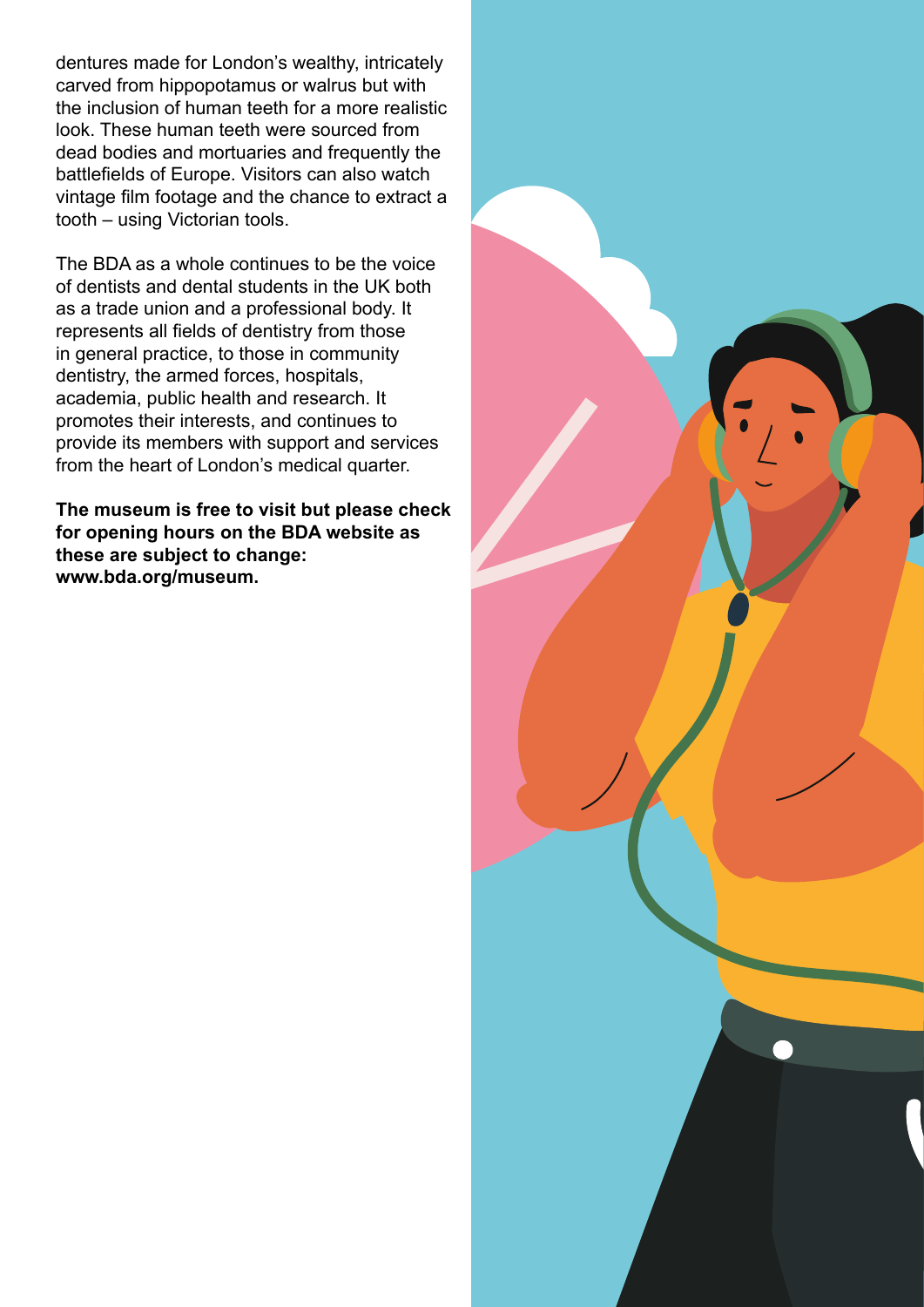dentures made for London's wealthy, intricately carved from hippopotamus or walrus but with the inclusion of human teeth for a more realistic look. These human teeth were sourced from dead bodies and mortuaries and frequently the battlefields of Europe. Visitors can also watch vintage film footage and the chance to extract a tooth – using Victorian tools.

The BDA as a whole continues to be the voice of dentists and dental students in the UK both as a trade union and a professional body. It represents all fields of dentistry from those in general practice, to those in community dentistry, the armed forces, hospitals, academia, public health and research. It promotes their interests, and continues to provide its members with support and services from the heart of London's medical quarter.

**The museum is free to visit but please check for opening hours on the BDA website as these are subject to change: www.bda.org/museum.**